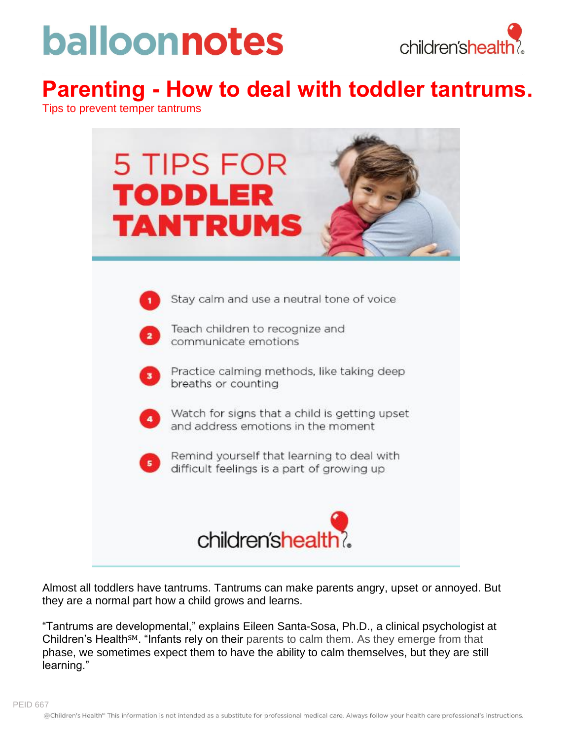# Parenting - How to deal with toddler tantrums.

Tips to prevent temper tantrums

## 5 TIPS FOR TODDLER TANTRUMS

1. Stay calm and use a neutral tone of voice
2. Teach children to recognize and communicate emotions
3. Practice calming methods, like taking deep breaths or counting
4. Watch for signs that a child is getting upset and address emotions in the moment
5. Remind yourself that learning to deal with difficult feelings is a part of growing up

Almost all toddlers have tantrums. Tantrums can make parents angry, upset or annoyed. But they are a normal part how a child grows and learns.

"Tantrums are developmental," explains Eileen Santa-Sosa, Ph.D., a clinical psychologist at Children's Health℠. "Infants rely on their parents to calm them. As they emerge from that phase, we sometimes expect them to have the ability to calm themselves, but they are still learning."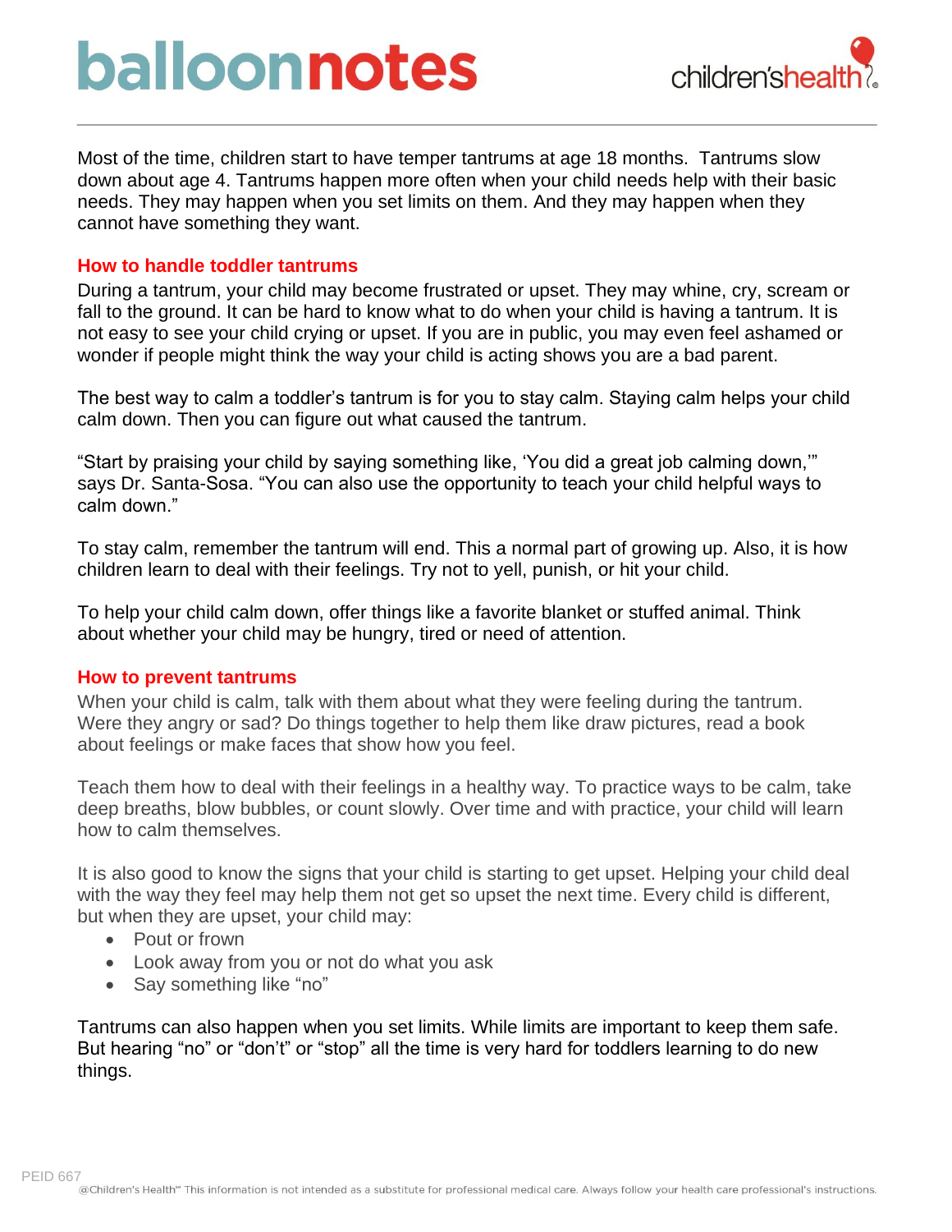Most of the time, children start to have temper tantrums at age 18 months. Tantrums slow down about age 4. Tantrums happen more often when your child needs help with their basic needs. They may happen when you set limits on them. And they may happen when they cannot have something they want.

## How to handle toddler tantrums

During a tantrum, your child may become frustrated or upset. They may whine, cry, scream or fall to the ground. It can be hard to know what to do when your child is having a tantrum. It is not easy to see your child crying or upset. If you are in public, you may even feel ashamed or wonder if people might think the way your child is acting shows you are a bad parent.

The best way to calm a toddler's tantrum is for you to stay calm. Staying calm helps your child calm down. Then you can figure out what caused the tantrum.

"Start by praising your child by saying something like, 'You did a great job calming down,'" says Dr. Santa-Sosa. "You can also use the opportunity to teach your child helpful ways to calm down."

To stay calm, remember the tantrum will end. This a normal part of growing up. Also, it is how children learn to deal with their feelings. Try not to yell, punish, or hit your child.

To help your child calm down, offer things like a favorite blanket or stuffed animal. Think about whether your child may be hungry, tired or need of attention.

## How to prevent tantrums

When your child is calm, talk with them about what they were feeling during the tantrum. Were they angry or sad? Do things together to help them like draw pictures, read a book about feelings or make faces that show how you feel.

Teach them how to deal with their feelings in a healthy way. To practice ways to be calm, take deep breaths, blow bubbles, or count slowly. Over time and with practice, your child will learn how to calm themselves.

It is also good to know the signs that your child is starting to get upset. Helping your child deal with the way they feel may help them not get so upset the next time. Every child is different, but when they are upset, your child may:

- Pout or frown
- Look away from you or not do what you ask
- Say something like "no"

Tantrums can also happen when you set limits. While limits are important to keep them safe. But hearing "no" or "don't" or "stop" all the time is very hard for toddlers learning to do new things.

PEID 667

@Children's Health℠ This information is not intended as a substitute for professional medical care. Always follow your health care professional's instructions.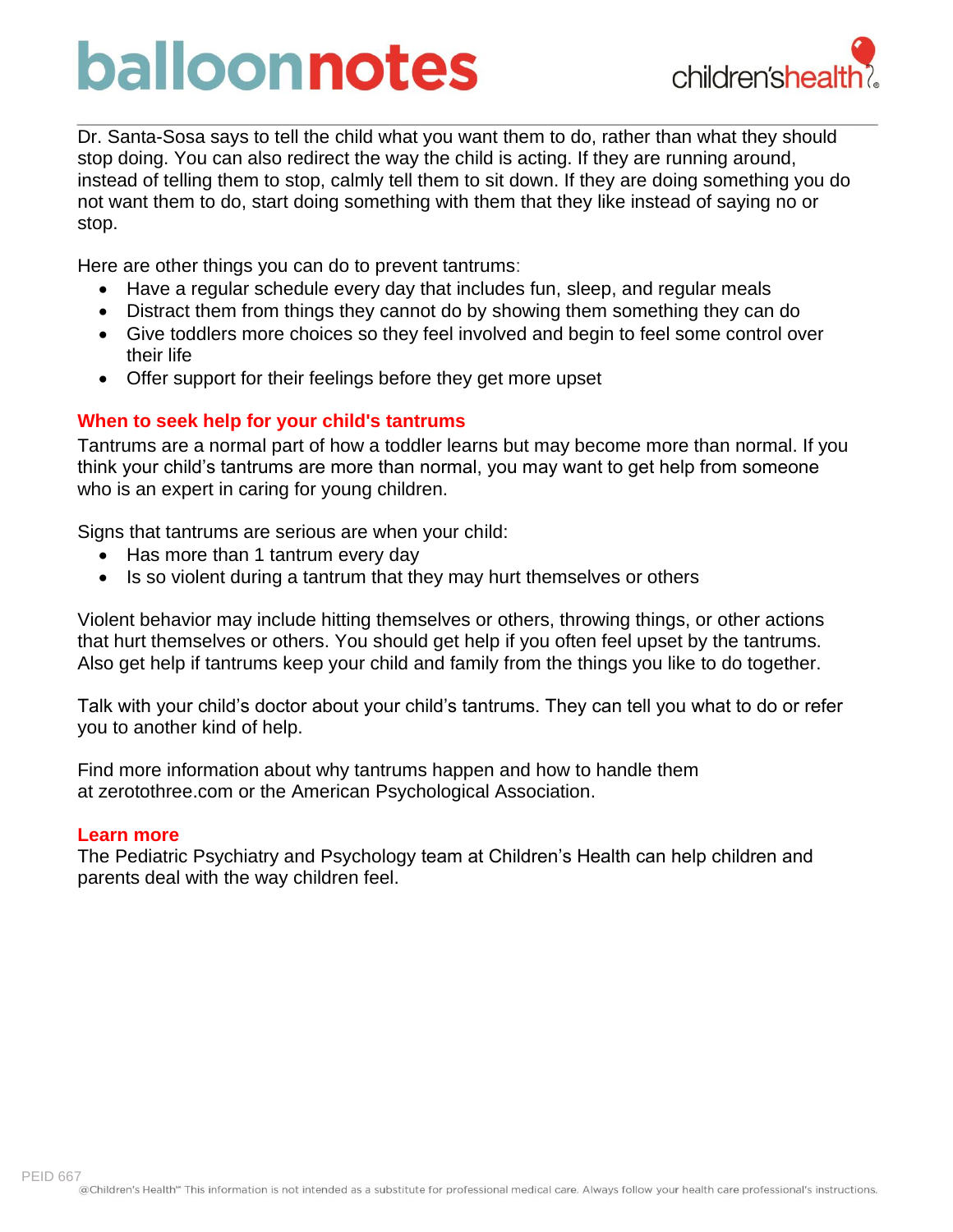Dr. Santa-Sosa says to tell the child what you want them to do, rather than what they should stop doing. You can also redirect the way the child is acting. If they are running around, instead of telling them to stop, calmly tell them to sit down. If they are doing something you do not want them to do, start doing something with them that they like instead of saying no or stop.

Here are other things you can do to prevent tantrums:

- Have a regular schedule every day that includes fun, sleep, and regular meals
- Distract them from things they cannot do by showing them something they can do
- Give toddlers more choices so they feel involved and begin to feel some control over their life
- Offer support for their feelings before they get more upset

## When to seek help for your child's tantrums

Tantrums are a normal part of how a toddler learns but may become more than normal. If you think your child's tantrums are more than normal, you may want to get help from someone who is an expert in caring for young children.

Signs that tantrums are serious are when your child:

- Has more than 1 tantrum every day
- Is so violent during a tantrum that they may hurt themselves or others

Violent behavior may include hitting themselves or others, throwing things, or other actions that hurt themselves or others. You should get help if you often feel upset by the tantrums. Also get help if tantrums keep your child and family from the things you like to do together.

Talk with your child's doctor about your child's tantrums. They can tell you what to do or refer you to another kind of help.

Find more information about why tantrums happen and how to handle them at zerotothree.com or the American Psychological Association.

## Learn more

The Pediatric Psychiatry and Psychology team at Children's Health can help children and parents deal with the way children feel.

PEID 667

@Children's Health℠ This information is not intended as a substitute for professional medical care. Always follow your health care professional's instructions.